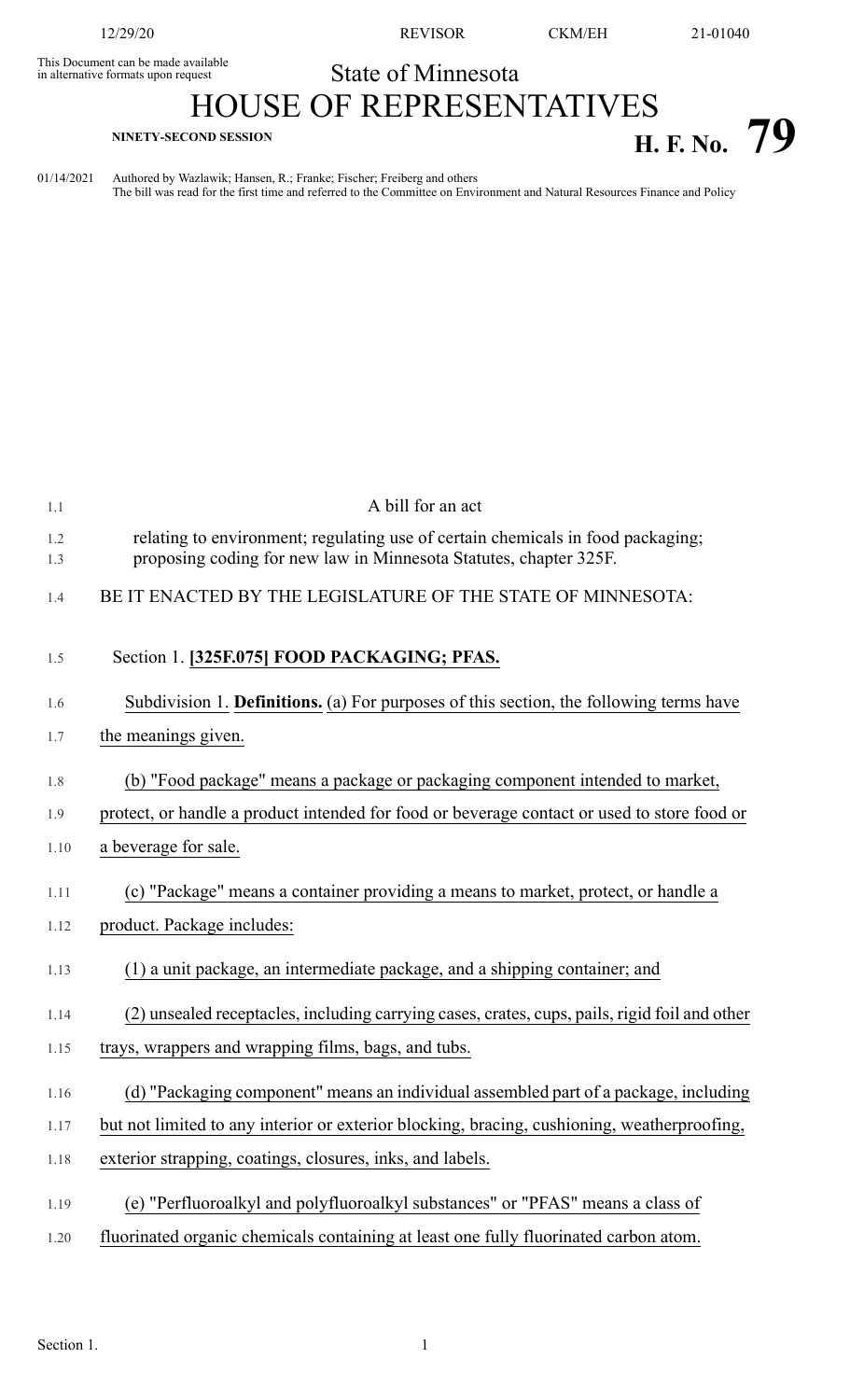This Document can be made available in alternative formats upon request

# State of Minnesota
# HOUSE OF REPRESENTATIVES

**NINETY-SECOND SESSION** **H. F. No. 79**

01/14/2021 Authored by Wazlawik; Hansen, R.; Franke; Fischer; Freiberg and others
The bill was read for the first time and referred to the Committee on Environment and Natural Resources Finance and Policy

A bill for an act

relating to environment; regulating use of certain chemicals in food packaging; proposing coding for new law in Minnesota Statutes, chapter 325F.

BE IT ENACTED BY THE LEGISLATURE OF THE STATE OF MINNESOTA:

Section 1. **[325F.075] FOOD PACKAGING; PFAS.**

Subdivision 1. **Definitions.** (a) For purposes of this section, the following terms have the meanings given.

(b) "Food package" means a package or packaging component intended to market, protect, or handle a product intended for food or beverage contact or used to store food or a beverage for sale.

(c) "Package" means a container providing a means to market, protect, or handle a product. Package includes:

(1) a unit package, an intermediate package, and a shipping container; and

(2) unsealed receptacles, including carrying cases, crates, cups, pails, rigid foil and other trays, wrappers and wrapping films, bags, and tubs.

(d) "Packaging component" means an individual assembled part of a package, including but not limited to any interior or exterior blocking, bracing, cushioning, weatherproofing, exterior strapping, coatings, closures, inks, and labels.

(e) "Perfluoroalkyl and polyfluoroalkyl substances" or "PFAS" means a class of fluorinated organic chemicals containing at least one fully fluorinated carbon atom.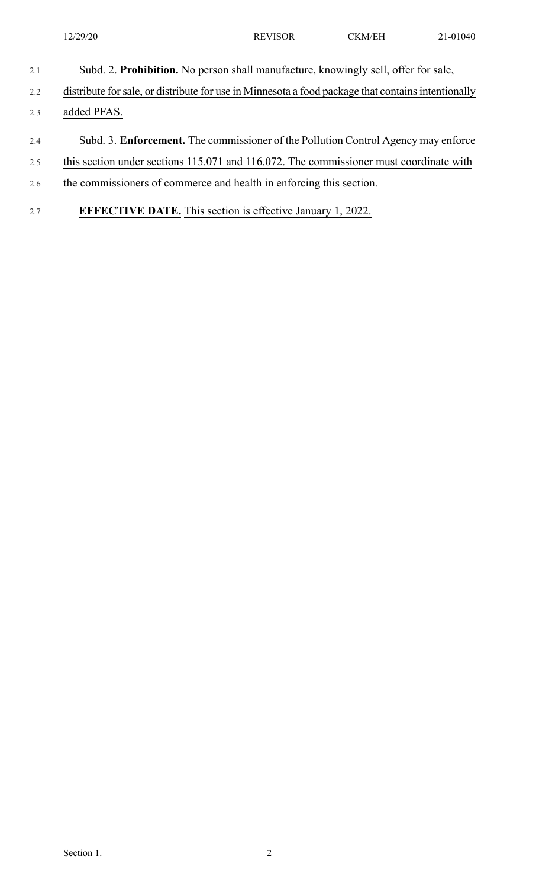Subd. 2. **Prohibition.** No person shall manufacture, knowingly sell, offer for sale, distribute for sale, or distribute for use in Minnesota a food package that contains intentionally added PFAS.

Subd. 3. **Enforcement.** The commissioner of the Pollution Control Agency may enforce this section under sections 115.071 and 116.072. The commissioner must coordinate with the commissioners of commerce and health in enforcing this section.

**EFFECTIVE DATE.** This section is effective January 1, 2022.